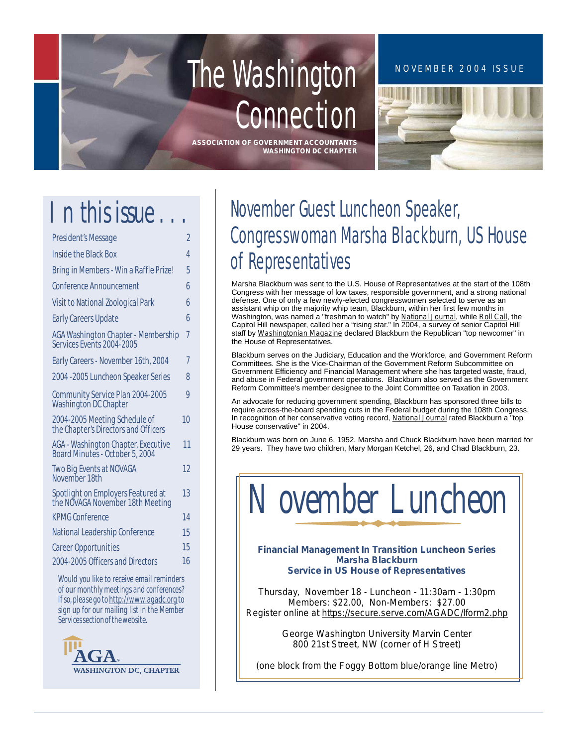# The Washington Connection

**ASSOCIATION OF GOVERNMENT ACCOUNTANTS WASHINGTON DC CHAPTER**

NOVEMBER 2004 ISSUE

## In this issue . . .

| | |
|---|---|
| President's Message | 2 |
| Inside the Black Box | 4 |
| Bring in Members - Win a Raffle Prize! | 5 |
| Conference Announcement | 6 |
| Visit to National Zoological Park | 6 |
| Early Careers Update | 6 |
| AGA Washington Chapter - Membership Services Events 2004-2005 | 7 |
| Early Careers - November 16th, 2004 | 7 |
| 2004 -2005 Luncheon Speaker Series | 8 |
| Community Service Plan 2004-2005 Washington DC Chapter | 9 |
| 2004-2005 Meeting Schedule of the Chapter's Directors and Officers | 10 |
| AGA - Washington Chapter, Executive Board Minutes - October 5, 2004 | 11 |
| Two Big Events at NOVAGA November 18th | 12 |
| Spotlight on Employers Featured at the NOVAGA November 18th Meeting | 13 |
| KPMG Conference | 14 |
| National Leadership Conference | 15 |
| Career Opportunities | 15 |
| 2004-2005 Officers and Directors | 16 |

*Would you like to receive email reminders of our monthly meetings and conferences? If so, please go to http://www.agadc.org to sign up for our mailing list in the Member Services section of the website.*

AGA WASHINGTON DC, CHAPTER

## November Guest Luncheon Speaker, Congresswoman Marsha Blackburn, US House of Representatives

Marsha Blackburn was sent to the U.S. House of Representatives at the start of the 108th Congress with her message of low taxes, responsible government, and a strong national defense. One of only a few newly-elected congresswomen selected to serve as an assistant whip on the majority whip team, Blackburn, within her first few months in Washington, was named a "freshman to watch" by National Journal, while Roll Call, the Capitol Hill newspaper, called her a "rising star." In 2004, a survey of senior Capitol Hill staff by Washingtonian Magazine declared Blackburn the Republican "top newcomer" in the House of Representatives.

Blackburn serves on the Judiciary, Education and the Workforce, and Government Reform Committees. She is the Vice-Chairman of the Government Reform Subcommittee on Government Efficiency and Financial Management where she has targeted waste, fraud, and abuse in Federal government operations. Blackburn also served as the Government Reform Committee's member designee to the Joint Committee on Taxation in 2003.

An advocate for reducing government spending, Blackburn has sponsored three bills to require across-the-board spending cuts in the Federal budget during the 108th Congress. In recognition of her conservative voting record, National Journal rated Blackburn a "top House conservative" in 2004.

Blackburn was born on June 6, 1952. Marsha and Chuck Blackburn have been married for 29 years. They have two children, Mary Morgan Ketchel, 26, and Chad Blackburn, 23.

## November Luncheon

**Financial Management In Transition Luncheon Series**
**Marsha Blackburn**
**Service in US House of Representatives**

Thursday, November 18 - Luncheon - 11:30am - 1:30pm
Members: $22.00, Non-Members: $27.00
Register online at https://secure.serve.com/AGADC/lform2.php

George Washington University Marvin Center
800 21st Street, NW (corner of H Street)

(one block from the Foggy Bottom blue/orange line Metro)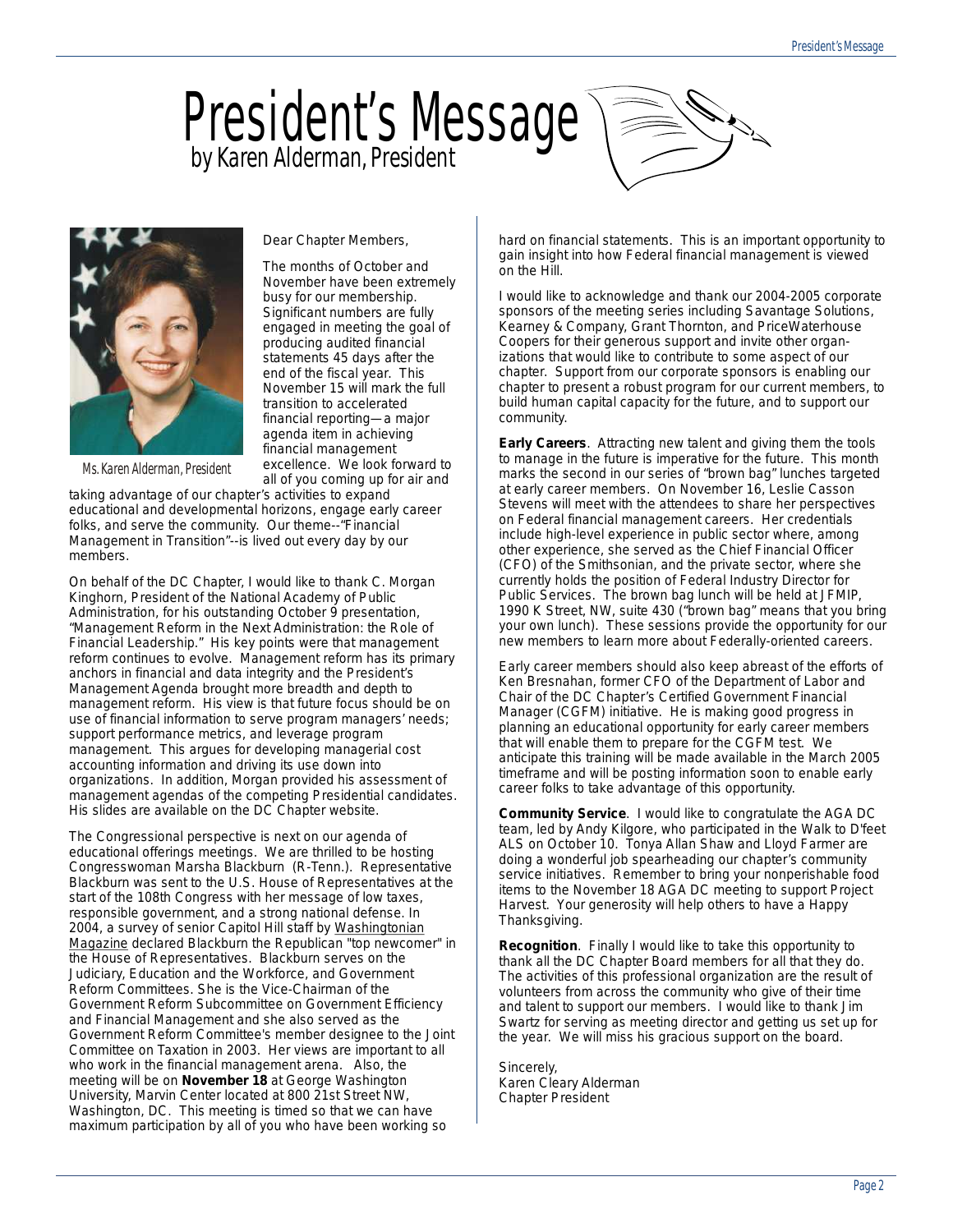# President's Message

by Karen Alderman, President

Ms. Karen Alderman, President

Dear Chapter Members,

The months of October and November have been extremely busy for our membership. Significant numbers are fully engaged in meeting the goal of producing audited financial statements 45 days after the end of the fiscal year. This November 15 will mark the full transition to accelerated financial reporting—a major agenda item in achieving financial management excellence. We look forward to all of you coming up for air and taking advantage of our chapter's activities to expand educational and developmental horizons, engage early career folks, and serve the community. Our theme--"Financial Management in Transition"--is lived out every day by our members.

On behalf of the DC Chapter, I would like to thank C. Morgan Kinghorn, President of the National Academy of Public Administration, for his outstanding October 9 presentation, "Management Reform in the Next Administration: the Role of Financial Leadership." His key points were that management reform continues to evolve. Management reform has its primary anchors in financial and data integrity and the President's Management Agenda brought more breadth and depth to management reform. His view is that future focus should be on use of financial information to serve program managers' needs; support performance metrics, and leverage program management. This argues for developing managerial cost accounting information and driving its use down into organizations. In addition, Morgan provided his assessment of management agendas of the competing Presidential candidates. His slides are available on the DC Chapter website.

The Congressional perspective is next on our agenda of educational offerings meetings. We are thrilled to be hosting Congresswoman Marsha Blackburn (R-Tenn.). Representative Blackburn was sent to the U.S. House of Representatives at the start of the 108th Congress with her message of low taxes, responsible government, and a strong national defense. In 2004, a survey of senior Capitol Hill staff by Washingtonian Magazine declared Blackburn the Republican "top newcomer" in the House of Representatives. Blackburn serves on the Judiciary, Education and the Workforce, and Government Reform Committees. She is the Vice-Chairman of the Government Reform Subcommittee on Government Efficiency and Financial Management and she also served as the Government Reform Committee's member designee to the Joint Committee on Taxation in 2003. Her views are important to all who work in the financial management arena. Also, the meeting will be on **November 18** at George Washington University, Marvin Center located at 800 21st Street NW, Washington, DC. This meeting is timed so that we can have maximum participation by all of you who have been working so hard on financial statements. This is an important opportunity to gain insight into how Federal financial management is viewed on the Hill.

I would like to acknowledge and thank our 2004-2005 corporate sponsors of the meeting series including Savantage Solutions, Kearney & Company, Grant Thornton, and PriceWaterhouse Coopers for their generous support and invite other organizations that would like to contribute to some aspect of our chapter. Support from our corporate sponsors is enabling our chapter to present a robust program for our current members, to build human capital capacity for the future, and to support our community.

**Early Careers**. Attracting new talent and giving them the tools to manage in the future is imperative for the future. This month marks the second in our series of "brown bag" lunches targeted at early career members. On November 16, Leslie Casson Stevens will meet with the attendees to share her perspectives on Federal financial management careers. Her credentials include high-level experience in public sector where, among other experience, she served as the Chief Financial Officer (CFO) of the Smithsonian, and the private sector, where she currently holds the position of Federal Industry Director for Public Services. The brown bag lunch will be held at JFMIP, 1990 K Street, NW, suite 430 ("brown bag" means that you bring your own lunch). These sessions provide the opportunity for our new members to learn more about Federally-oriented careers.

Early career members should also keep abreast of the efforts of Ken Bresnahan, former CFO of the Department of Labor and Chair of the DC Chapter's Certified Government Financial Manager (CGFM) initiative. He is making good progress in planning an educational opportunity for early career members that will enable them to prepare for the CGFM test. We anticipate this training will be made available in the March 2005 timeframe and will be posting information soon to enable early career folks to take advantage of this opportunity.

**Community Service**. I would like to congratulate the AGA DC team, led by Andy Kilgore, who participated in the Walk to D'feet ALS on October 10. Tonya Allan Shaw and Lloyd Farmer are doing a wonderful job spearheading our chapter's community service initiatives. Remember to bring your nonperishable food items to the November 18 AGA DC meeting to support Project Harvest. Your generosity will help others to have a Happy Thanksgiving.

**Recognition**. Finally I would like to take this opportunity to thank all the DC Chapter Board members for all that they do. The activities of this professional organization are the result of volunteers from across the community who give of their time and talent to support our members. I would like to thank Jim Swartz for serving as meeting director and getting us set up for the year. We will miss his gracious support on the board.

Sincerely,
Karen Cleary Alderman
Chapter President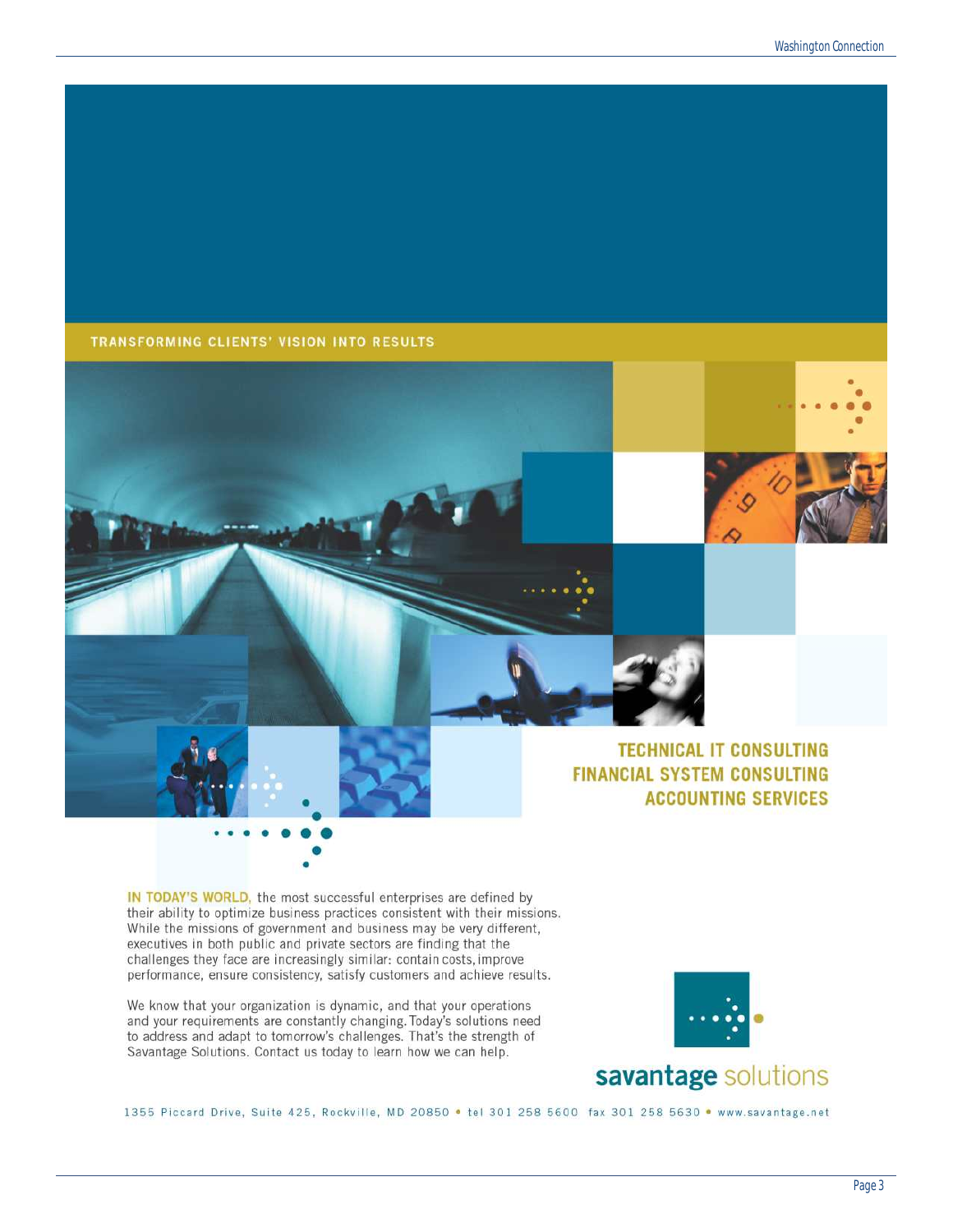TRANSFORMING CLIENTS' VISION INTO RESULTS

**TECHNICAL IT CONSULTING**
**FINANCIAL SYSTEM CONSULTING**
**ACCOUNTING SERVICES**

**IN TODAY'S WORLD,** the most successful enterprises are defined by their ability to optimize business practices consistent with their missions. While the missions of government and business may be very different, executives in both public and private sectors are finding that the challenges they face are increasingly similar: contain costs, improve performance, ensure consistency, satisfy customers and achieve results.

We know that your organization is dynamic, and that your operations and your requirements are constantly changing. Today's solutions need to address and adapt to tomorrow's challenges. That's the strength of Savantage Solutions. Contact us today to learn how we can help.

**savantage** solutions

1355 Piccard Drive, Suite 425, Rockville, MD 20850 • tel 301 258 5600 fax 301 258 5630 • www.savantage.net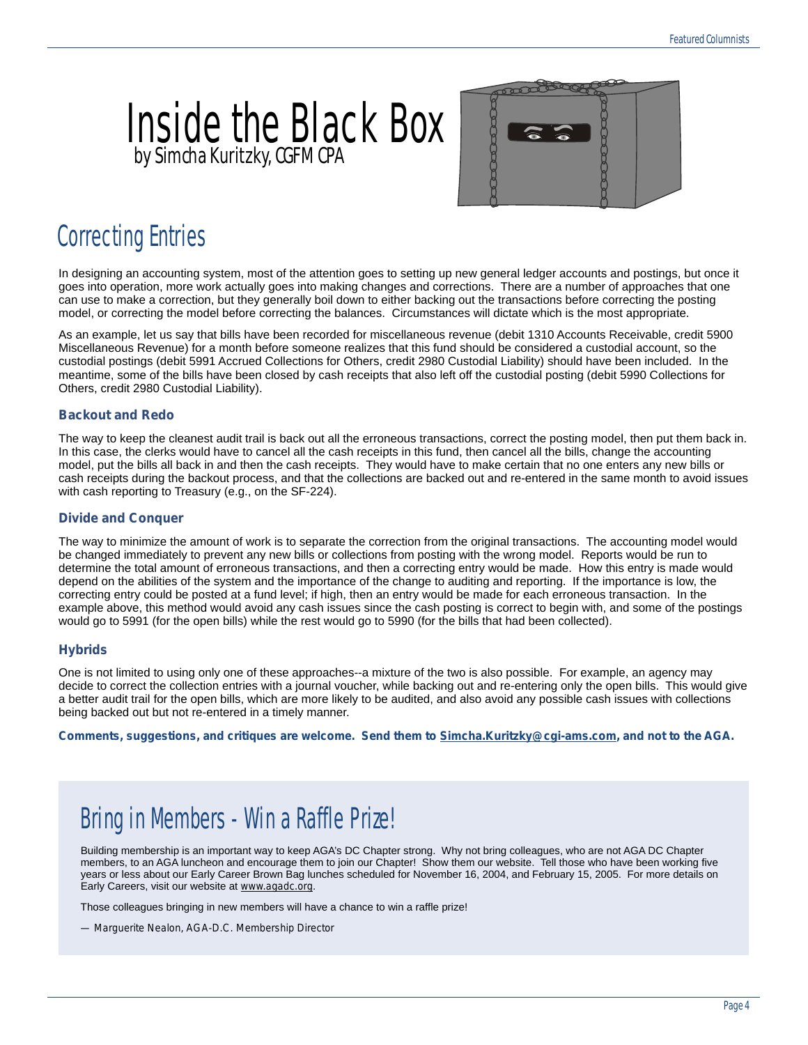# Inside the Black Box

by Simcha Kuritzky, CGFM CPA

## Correcting Entries

In designing an accounting system, most of the attention goes to setting up new general ledger accounts and postings, but once it goes into operation, more work actually goes into making changes and corrections. There are a number of approaches that one can use to make a correction, but they generally boil down to either backing out the transactions before correcting the posting model, or correcting the model before correcting the balances. Circumstances will dictate which is the most appropriate.

As an example, let us say that bills have been recorded for miscellaneous revenue (debit 1310 Accounts Receivable, credit 5900 Miscellaneous Revenue) for a month before someone realizes that this fund should be considered a custodial account, so the custodial postings (debit 5991 Accrued Collections for Others, credit 2980 Custodial Liability) should have been included. In the meantime, some of the bills have been closed by cash receipts that also left off the custodial posting (debit 5990 Collections for Others, credit 2980 Custodial Liability).

### Backout and Redo

The way to keep the cleanest audit trail is back out all the erroneous transactions, correct the posting model, then put them back in. In this case, the clerks would have to cancel all the cash receipts in this fund, then cancel all the bills, change the accounting model, put the bills all back in and then the cash receipts. They would have to make certain that no one enters any new bills or cash receipts during the backout process, and that the collections are backed out and re-entered in the same month to avoid issues with cash reporting to Treasury (e.g., on the SF-224).

### Divide and Conquer

The way to minimize the amount of work is to separate the correction from the original transactions. The accounting model would be changed immediately to prevent any new bills or collections from posting with the wrong model. Reports would be run to determine the total amount of erroneous transactions, and then a correcting entry would be made. How this entry is made would depend on the abilities of the system and the importance of the change to auditing and reporting. If the importance is low, the correcting entry could be posted at a fund level; if high, then an entry would be made for each erroneous transaction. In the example above, this method would avoid any cash issues since the cash posting is correct to begin with, and some of the postings would go to 5991 (for the open bills) while the rest would go to 5990 (for the bills that had been collected).

### Hybrids

One is not limited to using only one of these approaches--a mixture of the two is also possible. For example, an agency may decide to correct the collection entries with a journal voucher, while backing out and re-entering only the open bills. This would give a better audit trail for the open bills, which are more likely to be audited, and also avoid any possible cash issues with collections being backed out but not re-entered in a timely manner.

**Comments, suggestions, and critiques are welcome. Send them to Simcha.Kuritzky@cgi-ams.com, and not to the AGA.**

## Bring in Members - Win a Raffle Prize!

Building membership is an important way to keep AGA's DC Chapter strong. Why not bring colleagues, who are not AGA DC Chapter members, to an AGA luncheon and encourage them to join our Chapter! Show them our website. Tell those who have been working five years or less about our Early Career Brown Bag lunches scheduled for November 16, 2004, and February 15, 2005. For more details on Early Careers, visit our website at www.agadc.org.

Those colleagues bringing in new members will have a chance to win a raffle prize!

*— Marguerite Nealon, AGA-D.C. Membership Director*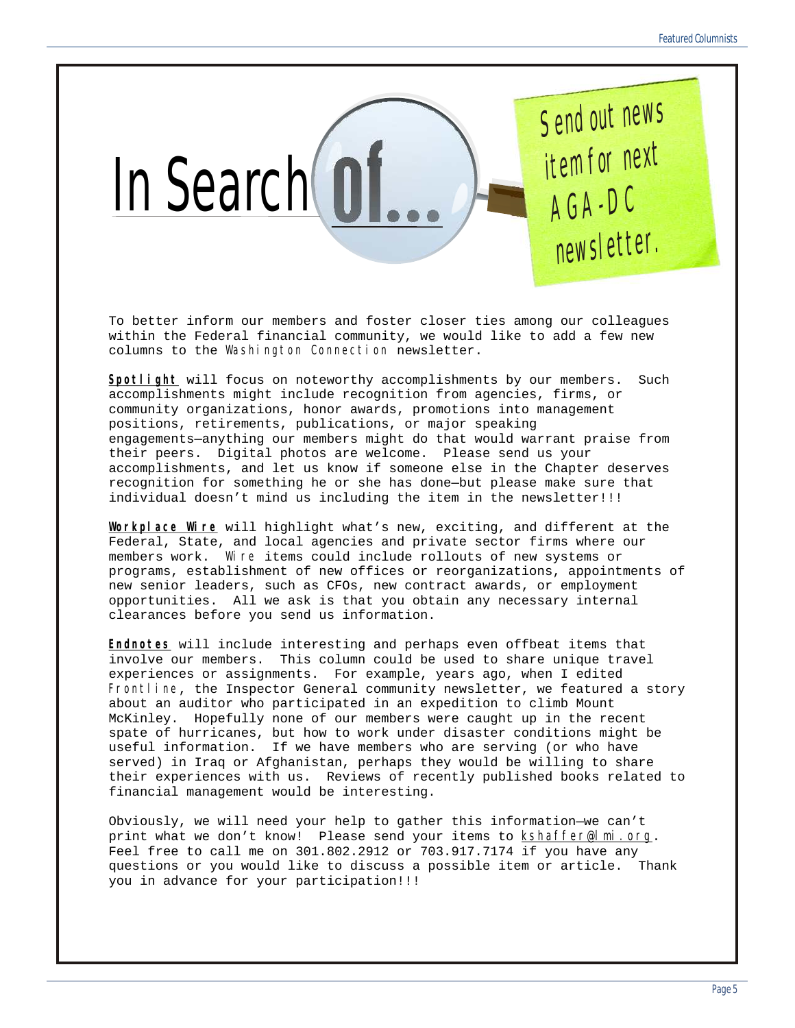# In Search of...

Send out news item for next AGA-DC newsletter.

To better inform our members and foster closer ties among our colleagues within the Federal financial community, we would like to add a few new columns to the *Washington Connection* newsletter.

**Spotlight** will focus on noteworthy accomplishments by our members. Such accomplishments might include recognition from agencies, firms, or community organizations, honor awards, promotions into management positions, retirements, publications, or major speaking engagements—anything our members might do that would warrant praise from their peers. Digital photos are welcome. Please send us your accomplishments, and let us know if someone else in the Chapter deserves recognition for something he or she has done—but please make sure that individual doesn't mind us including the item in the newsletter!!!

**Workplace Wire** will highlight what's new, exciting, and different at the Federal, State, and local agencies and private sector firms where our members work. *Wire* items could include rollouts of new systems or programs, establishment of new offices or reorganizations, appointments of new senior leaders, such as CFOs, new contract awards, or employment opportunities. All we ask is that you obtain any necessary internal clearances before you send us information.

**Endnotes** will include interesting and perhaps even offbeat items that involve our members. This column could be used to share unique travel experiences or assignments. For example, years ago, when I edited *Frontline*, the Inspector General community newsletter, we featured a story about an auditor who participated in an expedition to climb Mount McKinley. Hopefully none of our members were caught up in the recent spate of hurricanes, but how to work under disaster conditions might be useful information. If we have members who are serving (or who have served) in Iraq or Afghanistan, perhaps they would be willing to share their experiences with us. Reviews of recently published books related to financial management would be interesting.

Obviously, we will need your help to gather this information—we can't print what we don't know! Please send your items to kshaffer@lmi.org. Feel free to call me on 301.802.2912 or 703.917.7174 if you have any questions or you would like to discuss a possible item or article. Thank you in advance for your participation!!!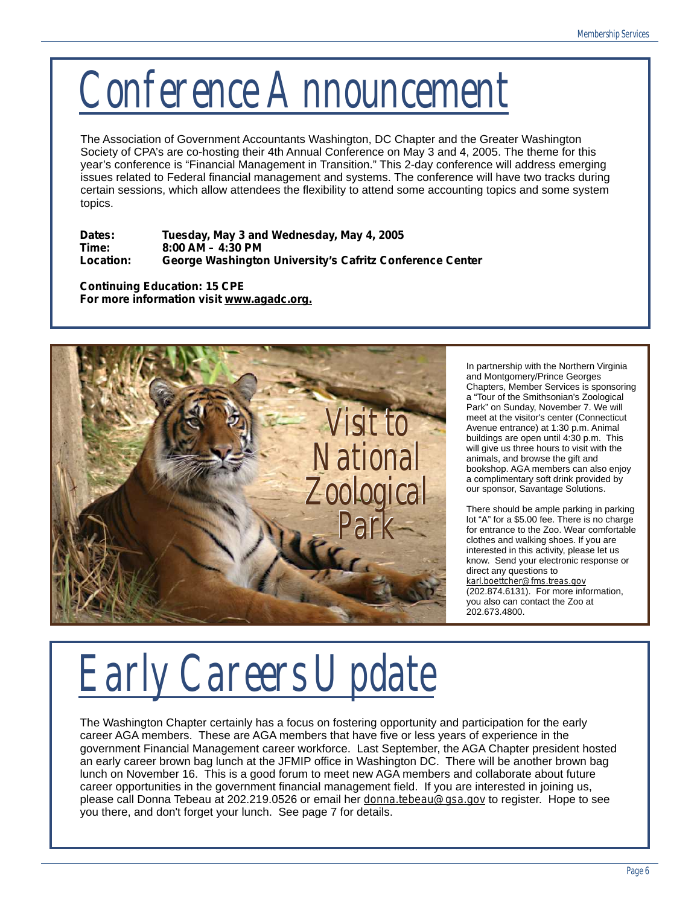# Conference Announcement

The Association of Government Accountants Washington, DC Chapter and the Greater Washington Society of CPA's are co-hosting their 4th Annual Conference on May 3 and 4, 2005. The theme for this year's conference is "Financial Management in Transition." This 2-day conference will address emerging issues related to Federal financial management and systems. The conference will have two tracks during certain sessions, which allow attendees the flexibility to attend some accounting topics and some system topics.

**Dates:** **Tuesday, May 3 and Wednesday, May 4, 2005**
**Time:** **8:00 AM – 4:30 PM**
**Location:** **George Washington University's Cafritz Conference Center**

**Continuing Education: 15 CPE**
**For more information visit www.agadc.org.**

## Visit to National Zoological Park

In partnership with the Northern Virginia and Montgomery/Prince Georges Chapters, Member Services is sponsoring a "Tour of the Smithsonian's Zoological Park" on Sunday, November 7. We will meet at the visitor's center (Connecticut Avenue entrance) at 1:30 p.m. Animal buildings are open until 4:30 p.m. This will give us three hours to visit with the animals, and browse the gift and bookshop. AGA members can also enjoy a complimentary soft drink provided by our sponsor, Savantage Solutions.

There should be ample parking in parking lot "A" for a $5.00 fee. There is no charge for entrance to the Zoo. Wear comfortable clothes and walking shoes. If you are interested in this activity, please let us know. Send your electronic response or direct any questions to karl.boettcher@fms.treas.gov (202.874.6131). For more information, you also can contact the Zoo at 202.673.4800.

# Early Careers Update

The Washington Chapter certainly has a focus on fostering opportunity and participation for the early career AGA members. These are AGA members that have five or less years of experience in the government Financial Management career workforce. Last September, the AGA Chapter president hosted an early career brown bag lunch at the JFMIP office in Washington DC. There will be another brown bag lunch on November 16. This is a good forum to meet new AGA members and collaborate about future career opportunities in the government financial management field. If you are interested in joining us, please call Donna Tebeau at 202.219.0526 or email her donna.tebeau@gsa.gov to register. Hope to see you there, and don't forget your lunch. See page 7 for details.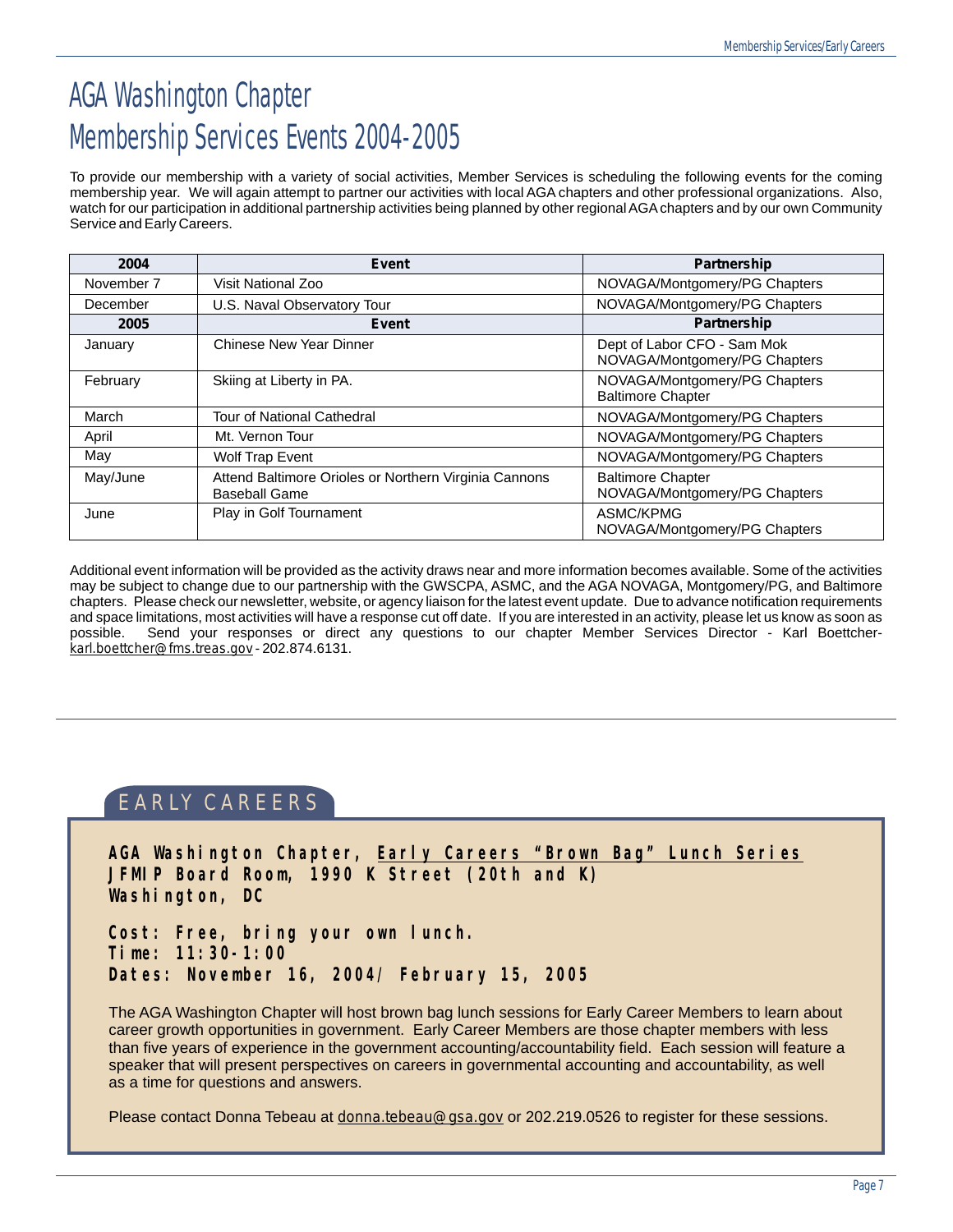# AGA Washington Chapter
# Membership Services Events 2004-2005

To provide our membership with a variety of social activities, Member Services is scheduling the following events for the coming membership year. We will again attempt to partner our activities with local AGA chapters and other professional organizations. Also, watch for our participation in additional partnership activities being planned by other regional AGA chapters and by our own Community Service and Early Careers.

| 2004 | Event | Partnership |
|---|---|---|
| November 7 | Visit National Zoo | NOVAGA/Montgomery/PG Chapters |
| December | U.S. Naval Observatory Tour | NOVAGA/Montgomery/PG Chapters |
| **2005** | **Event** | **Partnership** |
| January | Chinese New Year Dinner | Dept of Labor CFO - Sam Mok<br>NOVAGA/Montgomery/PG Chapters |
| February | Skiing at Liberty in PA. | NOVAGA/Montgomery/PG Chapters<br>Baltimore Chapter |
| March | Tour of National Cathedral | NOVAGA/Montgomery/PG Chapters |
| April | Mt. Vernon Tour | NOVAGA/Montgomery/PG Chapters |
| May | Wolf Trap Event | NOVAGA/Montgomery/PG Chapters |
| May/June | Attend Baltimore Orioles or Northern Virginia Cannons Baseball Game | Baltimore Chapter<br>NOVAGA/Montgomery/PG Chapters |
| June | Play in Golf Tournament | ASMC/KPMG<br>NOVAGA/Montgomery/PG Chapters |

Additional event information will be provided as the activity draws near and more information becomes available. Some of the activities may be subject to change due to our partnership with the GWSCPA, ASMC, and the AGA NOVAGA, Montgomery/PG, and Baltimore chapters. Please check our newsletter, website, or agency liaison for the latest event update. Due to advance notification requirements and space limitations, most activities will have a response cut off date. If you are interested in an activity, please let us know as soon as possible. Send your responses or direct any questions to our chapter Member Services Director - Karl Boettcher- karl.boettcher@fms.treas.gov - 202.874.6131.

## EARLY CAREERS

**AGA Washington Chapter, Early Careers "Brown Bag" Lunch Series**
**JFMIP Board Room, 1990 K Street (20th and K)**
**Washington, DC**

**Cost: Free, bring your own lunch.**
**Time: 11:30-1:00**
**Dates: November 16, 2004/ February 15, 2005**

The AGA Washington Chapter will host brown bag lunch sessions for Early Career Members to learn about career growth opportunities in government. Early Career Members are those chapter members with less than five years of experience in the government accounting/accountability field. Each session will feature a speaker that will present perspectives on careers in governmental accounting and accountability, as well as a time for questions and answers.

Please contact Donna Tebeau at donna.tebeau@gsa.gov or 202.219.0526 to register for these sessions.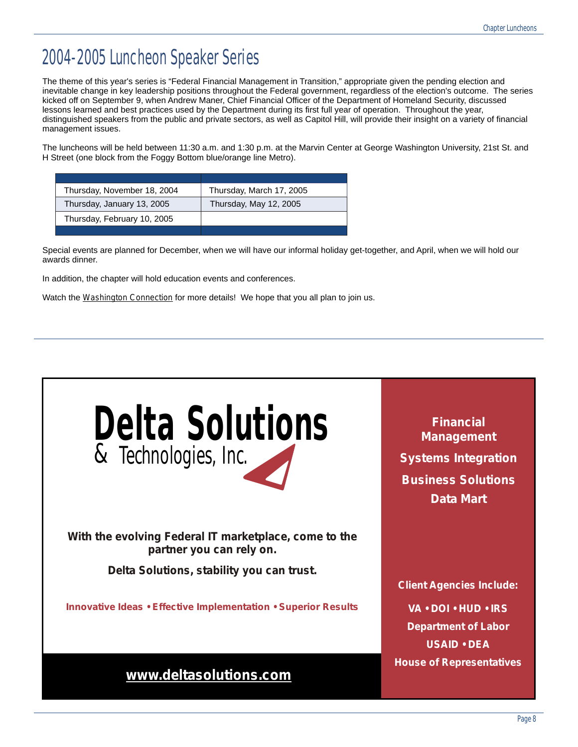# 2004-2005 Luncheon Speaker Series

The theme of this year's series is "Federal Financial Management in Transition," appropriate given the pending election and inevitable change in key leadership positions throughout the Federal government, regardless of the election's outcome. The series kicked off on September 9, when Andrew Maner, Chief Financial Officer of the Department of Homeland Security, discussed lessons learned and best practices used by the Department during its first full year of operation. Throughout the year, distinguished speakers from the public and private sectors, as well as Capitol Hill, will provide their insight on a variety of financial management issues.

The luncheons will be held between 11:30 a.m. and 1:30 p.m. at the Marvin Center at George Washington University, 21st St. and H Street (one block from the Foggy Bottom blue/orange line Metro).

| | |
|---|---|
| Thursday, November 18, 2004 | Thursday, March 17, 2005 |
| Thursday, January 13, 2005 | Thursday, May 12, 2005 |
| Thursday, February 10, 2005 | |

Special events are planned for December, when we will have our informal holiday get-together, and April, when we will hold our awards dinner.

In addition, the chapter will hold education events and conferences.

Watch the *Washington Connection* for more details! We hope that you all plan to join us.

---

**Delta Solutions**
& Technologies, Inc.

**With the evolving Federal IT marketplace, come to the partner you can rely on.**

**Delta Solutions, stability you can trust.**

**Innovative Ideas • Effective Implementation • Superior Results**

**www.deltasolutions.com**

**Financial Management**

**Systems Integration**

**Business Solutions**

**Data Mart**

**Client Agencies Include:**

**VA • DOI • HUD • IRS**

**Department of Labor**

**USAID • DEA**

**House of Representatives**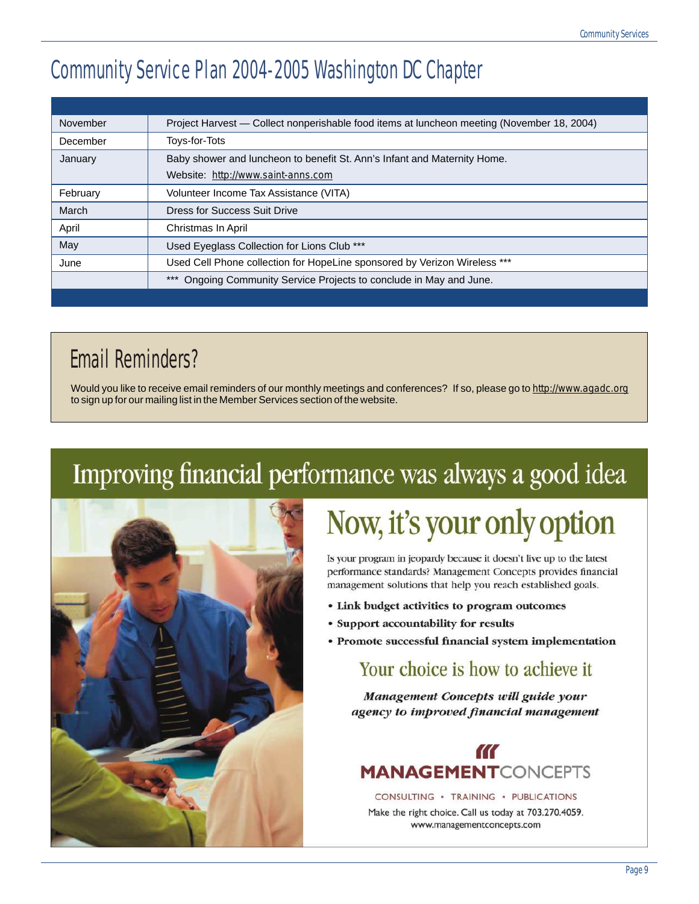# Community Service Plan 2004-2005 Washington DC Chapter

| | |
|---|---|
| November | Project Harvest — Collect nonperishable food items at luncheon meeting (November 18, 2004) |
| December | Toys-for-Tots |
| January | Baby shower and luncheon to benefit St. Ann's Infant and Maternity Home. Website: http://www.saint-anns.com |
| February | Volunteer Income Tax Assistance (VITA) |
| March | Dress for Success Suit Drive |
| April | Christmas In April |
| May | Used Eyeglass Collection for Lions Club *** |
| June | Used Cell Phone collection for HopeLine sponsored by Verizon Wireless *** |
| | *** Ongoing Community Service Projects to conclude in May and June. |

## Email Reminders?

Would you like to receive email reminders of our monthly meetings and conferences? If so, please go to http://www.agadc.org to sign up for our mailing list in the Member Services section of the website.

## Improving financial performance was always a good idea

## Now, it's your only option

Is your program in jeopardy because it doesn't live up to the latest performance standards? Management Concepts provides financial management solutions that help you reach established goals.

- **Link budget activities to program outcomes**
- **Support accountability for results**
- **Promote successful financial system implementation**

### Your choice is how to achieve it

***Management Concepts will guide your agency to improved financial management***

**MANAGEMENT**CONCEPTS

CONSULTING • TRAINING • PUBLICATIONS

Make the right choice. Call us today at 703.270.4059.
www.managementconcepts.com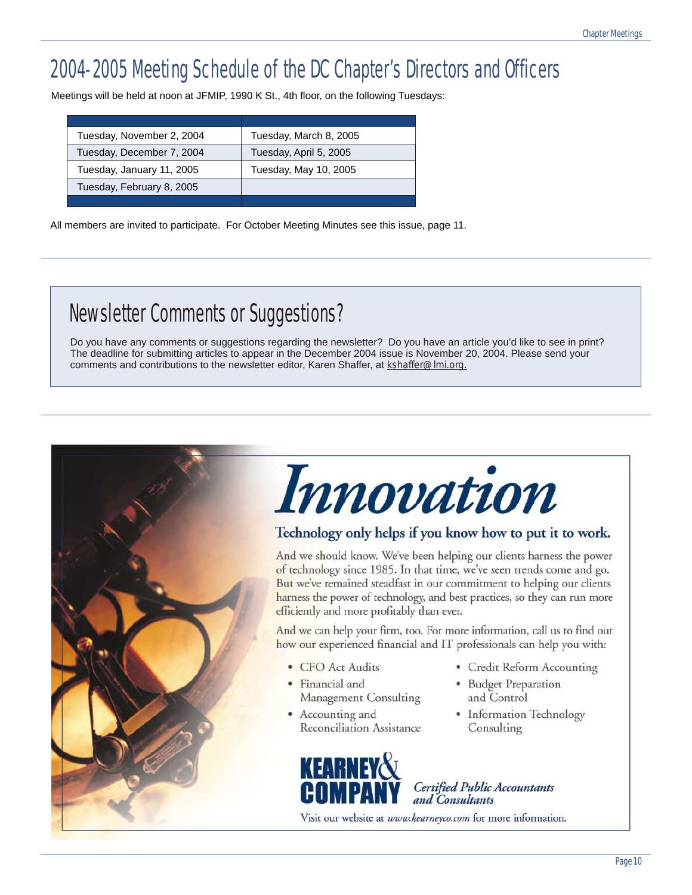# 2004-2005 Meeting Schedule of the DC Chapter's Directors and Officers

Meetings will be held at noon at JFMIP, 1990 K St., 4th floor, on the following Tuesdays:

| | |
|---|---|
| Tuesday, November 2, 2004 | Tuesday, March 8, 2005 |
| Tuesday, December 7, 2004 | Tuesday, April 5, 2005 |
| Tuesday, January 11, 2005 | Tuesday, May 10, 2005 |
| Tuesday, February 8, 2005 | |

All members are invited to participate. For October Meeting Minutes see this issue, page 11.

## Newsletter Comments or Suggestions?

Do you have any comments or suggestions regarding the newsletter? Do you have an article you'd like to see in print? The deadline for submitting articles to appear in the December 2004 issue is November 20, 2004. Please send your comments and contributions to the newsletter editor, Karen Shaffer, at kshaffer@lmi.org.

# *Innovation*

**Technology only helps if you know how to put it to work.**

And we should know. We've been helping our clients harness the power of technology since 1985. In that time, we've seen trends come and go. But we've remained steadfast in our commitment to helping our clients harness the power of technology, and best practices, so they can run more efficiently and more profitably than ever.

And we can help your firm, too. For more information, call us to find out how our experienced financial and IT professionals can help you with:

- CFO Act Audits
- Financial and Management Consulting
- Accounting and Reconciliation Assistance
- Credit Reform Accounting
- Budget Preparation and Control
- Information Technology Consulting

**KEARNEY & COMPANY** *Certified Public Accountants and Consultants*

Visit our website at *www.kearneyco.com* for more information.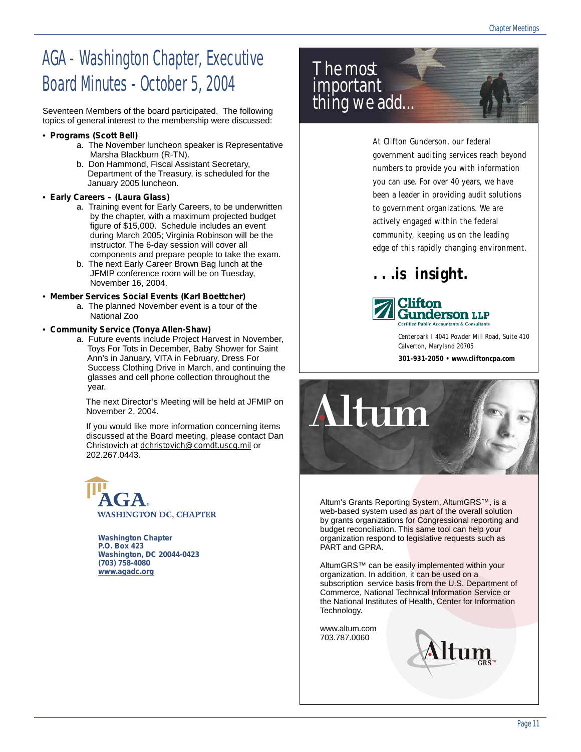# AGA - Washington Chapter, Executive Board Minutes - October 5, 2004

Seventeen Members of the board participated. The following topics of general interest to the membership were discussed:

- **Programs (Scott Bell)**
  a. The November luncheon speaker is Representative Marsha Blackburn (R-TN).
  b. Don Hammond, Fiscal Assistant Secretary, Department of the Treasury, is scheduled for the January 2005 luncheon.
- **Early Careers – (Laura Glass)**
  a. Training event for Early Careers, to be underwritten by the chapter, with a maximum projected budget figure of $15,000. Schedule includes an event during March 2005; Virginia Robinson will be the instructor. The 6-day session will cover all components and prepare people to take the exam.
  b. The next Early Career Brown Bag lunch at the JFMIP conference room will be on Tuesday, November 16, 2004.
- **Member Services Social Events (Karl Boettcher)**
  a. The planned November event is a tour of the National Zoo
- **Community Service (Tonya Allen-Shaw)**
  a. Future events include Project Harvest in November, Toys For Tots in December, Baby Shower for Saint Ann's in January, VITA in February, Dress For Success Clothing Drive in March, and continuing the glasses and cell phone collection throughout the year.

The next Director's Meeting will be held at JFMIP on November 2, 2004.

If you would like more information concerning items discussed at the Board meeting, please contact Dan Christovich at dchristovich@comdt.uscg.mil or 202.267.0443.

AGA
WASHINGTON DC, CHAPTER

**Washington Chapter**
**P.O. Box 423**
**Washington, DC 20044-0423**
**(703) 758-4080**
**www.agadc.org**

The most important thing we add...

At Clifton Gunderson, our federal government auditing services reach beyond numbers to provide you with information you can use. For over 40 years, we have been a leader in providing audit solutions to government organizations. We are actively engaged within the federal community, keeping us on the leading edge of this rapidly changing environment.

**. . .is insight.**

**Clifton Gunderson LLP**
Certified Public Accountants & Consultants

Centerpark I 4041 Powder Mill Road, Suite 410
Calverton, Maryland 20705

**301-931-2050 • www.cliftoncpa.com**

Altum

Altum's Grants Reporting System, AltumGRS™, is a web-based system used as part of the overall solution by grants organizations for Congressional reporting and budget reconciliation. This same tool can help your organization respond to legislative requests such as PART and GPRA.

AltumGRS™ can be easily implemented within your organization. In addition, it can be used on a subscription service basis from the U.S. Department of Commerce, National Technical Information Service or the National Institutes of Health, Center for Information Technology.

www.altum.com
703.787.0060

Altum GRS™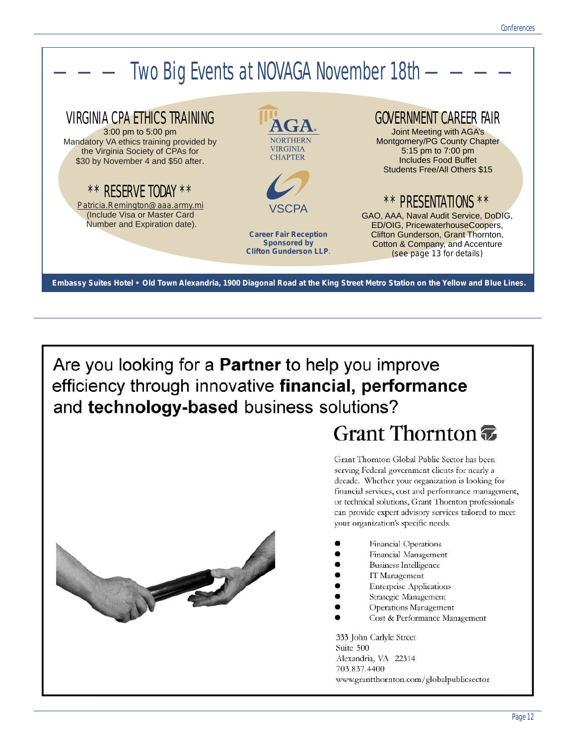# Two Big Events at NOVAGA November 18th

## VIRGINIA CPA ETHICS TRAINING

3:00 pm to 5:00 pm
Mandatory VA ethics training provided by the Virginia Society of CPAs for $30 by November 4 and $50 after.

### ** RESERVE TODAY **

Patricia.Remington@aaa.army.mi
(Include Visa or Master Card Number and Expiration date).

AGA NORTHERN VIRGINIA CHAPTER

VSCPA

**Career Fair Reception Sponsored by Clifton Gunderson LLP.**

## GOVERNMENT CAREER FAIR

Joint Meeting with AGA's Montgomery/PG County Chapter
5:15 pm to 7:00 pm
Includes Food Buffet
Students Free/All Others $15

### ** PRESENTATIONS **

GAO, AAA, Naval Audit Service, DoDIG, ED/OIG, PricewaterhouseCoopers, Clifton Gunderson, Grant Thornton, Cotton & Company, and Accenture
(see page 13 for details)

**Embassy Suites Hotel • Old Town Alexandria, 1900 Diagonal Road at the King Street Metro Station on the Yellow and Blue Lines.**

---

Are you looking for a **Partner** to help you improve efficiency through innovative **financial, performance** and **technology-based** business solutions?

## Grant Thornton

Grant Thornton Global Public Sector has been serving Federal government clients for nearly a decade. Whether your organization is looking for financial services, cost and performance management, or technical solutions, Grant Thornton professionals can provide expert advisory services tailored to meet your organization's specific needs.

- Financial Operations
- Financial Management
- Business Intelligence
- IT Management
- Enterprise Applications
- Strategic Management
- Operations Management
- Cost & Performance Management

333 John Carlyle Street
Suite 500
Alexandria, VA 22314
703.837.4400
www.grantthornton.com/globalpublicsector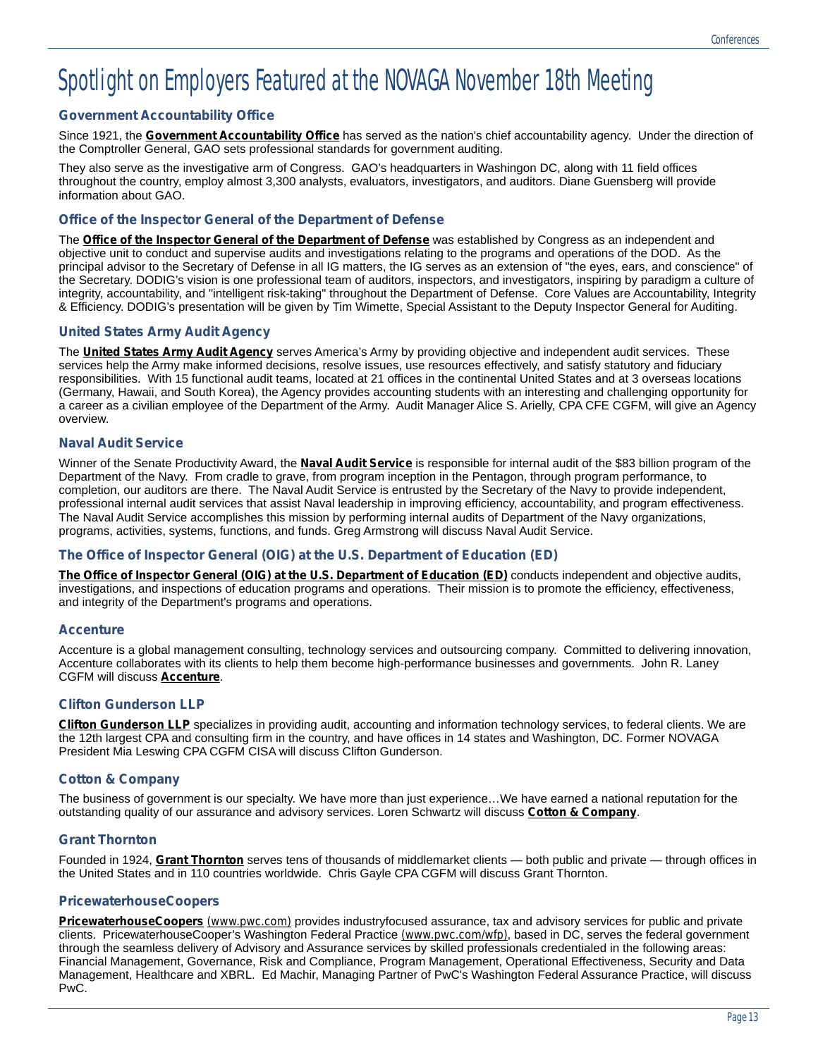# Spotlight on Employers Featured at the NOVAGA November 18th Meeting

### Government Accountability Office

Since 1921, the **Government Accountability Office** has served as the nation's chief accountability agency. Under the direction of the Comptroller General, GAO sets professional standards for government auditing.

They also serve as the investigative arm of Congress. GAO's headquarters in Washingon DC, along with 11 field offices throughout the country, employ almost 3,300 analysts, evaluators, investigators, and auditors. Diane Guensberg will provide information about GAO.

### Office of the Inspector General of the Department of Defense

The **Office of the Inspector General of the Department of Defense** was established by Congress as an independent and objective unit to conduct and supervise audits and investigations relating to the programs and operations of the DOD. As the principal advisor to the Secretary of Defense in all IG matters, the IG serves as an extension of "the eyes, ears, and conscience" of the Secretary. DODIG's vision is one professional team of auditors, inspectors, and investigators, inspiring by paradigm a culture of integrity, accountability, and "intelligent risk-taking" throughout the Department of Defense. Core Values are Accountability, Integrity & Efficiency. DODIG's presentation will be given by Tim Wimette, Special Assistant to the Deputy Inspector General for Auditing.

### United States Army Audit Agency

The **United States Army Audit Agency** serves America's Army by providing objective and independent audit services. These services help the Army make informed decisions, resolve issues, use resources effectively, and satisfy statutory and fiduciary responsibilities. With 15 functional audit teams, located at 21 offices in the continental United States and at 3 overseas locations (Germany, Hawaii, and South Korea), the Agency provides accounting students with an interesting and challenging opportunity for a career as a civilian employee of the Department of the Army. Audit Manager Alice S. Arielly, CPA CFE CGFM, will give an Agency overview.

### Naval Audit Service

Winner of the Senate Productivity Award, the **Naval Audit Service** is responsible for internal audit of the $83 billion program of the Department of the Navy. From cradle to grave, from program inception in the Pentagon, through program performance, to completion, our auditors are there. The Naval Audit Service is entrusted by the Secretary of the Navy to provide independent, professional internal audit services that assist Naval leadership in improving efficiency, accountability, and program effectiveness. The Naval Audit Service accomplishes this mission by performing internal audits of Department of the Navy organizations, programs, activities, systems, functions, and funds. Greg Armstrong will discuss Naval Audit Service.

### The Office of Inspector General (OIG) at the U.S. Department of Education (ED)

**The Office of Inspector General (OIG) at the U.S. Department of Education (ED)** conducts independent and objective audits, investigations, and inspections of education programs and operations. Their mission is to promote the efficiency, effectiveness, and integrity of the Department's programs and operations.

### Accenture

Accenture is a global management consulting, technology services and outsourcing company. Committed to delivering innovation, Accenture collaborates with its clients to help them become high-performance businesses and governments. John R. Laney CGFM will discuss **Accenture**.

### Clifton Gunderson LLP

**Clifton Gunderson LLP** specializes in providing audit, accounting and information technology services, to federal clients. We are the 12th largest CPA and consulting firm in the country, and have offices in 14 states and Washington, DC. Former NOVAGA President Mia Leswing CPA CGFM CISA will discuss Clifton Gunderson.

### Cotton & Company

The business of government is our specialty. We have more than just experience…We have earned a national reputation for the outstanding quality of our assurance and advisory services. Loren Schwartz will discuss **Cotton & Company**.

### Grant Thornton

Founded in 1924, **Grant Thornton** serves tens of thousands of middlemarket clients — both public and private — through offices in the United States and in 110 countries worldwide. Chris Gayle CPA CGFM will discuss Grant Thornton.

### PricewaterhouseCoopers

**PricewaterhouseCoopers** (www.pwc.com) provides industryfocused assurance, tax and advisory services for public and private clients. PricewaterhouseCooper's Washington Federal Practice (www.pwc.com/wfp), based in DC, serves the federal government through the seamless delivery of Advisory and Assurance services by skilled professionals credentialed in the following areas: Financial Management, Governance, Risk and Compliance, Program Management, Operational Effectiveness, Security and Data Management, Healthcare and XBRL. Ed Machir, Managing Partner of PwC's Washington Federal Assurance Practice, will discuss PwC.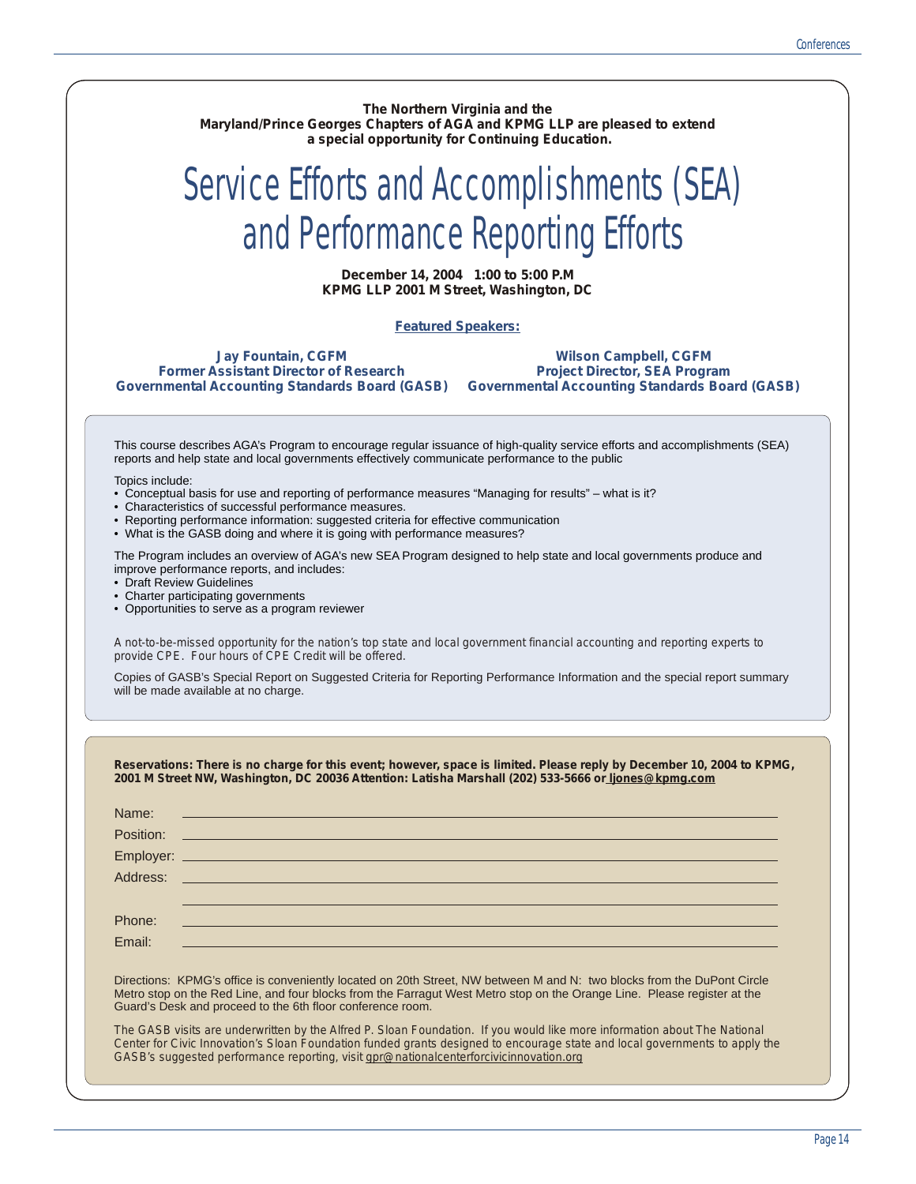**The Northern Virginia and the Maryland/Prince Georges Chapters of AGA and KPMG LLP are pleased to extend a special opportunity for Continuing Education.**

# Service Efforts and Accomplishments (SEA) and Performance Reporting Efforts

**December 14, 2004 1:00 to 5:00 P.M**
**KPMG LLP 2001 M Street, Washington, DC**

**Featured Speakers:**

**Jay Fountain, CGFM**
**Former Assistant Director of Research**
**Governmental Accounting Standards Board (GASB)**

**Wilson Campbell, CGFM**
**Project Director, SEA Program**
**Governmental Accounting Standards Board (GASB)**

This course describes AGA's Program to encourage regular issuance of high-quality service efforts and accomplishments (SEA) reports and help state and local governments effectively communicate performance to the public

Topics include:

- Conceptual basis for use and reporting of performance measures "Managing for results" – what is it?
- Characteristics of successful performance measures.
- Reporting performance information: suggested criteria for effective communication
- What is the GASB doing and where it is going with performance measures?

The Program includes an overview of AGA's new SEA Program designed to help state and local governments produce and improve performance reports, and includes:

- Draft Review Guidelines
- Charter participating governments
- Opportunities to serve as a program reviewer

*A not-to-be-missed opportunity for the nation's top state and local government financial accounting and reporting experts to provide CPE. Four hours of CPE Credit will be offered.*

Copies of GASB's Special Report on Suggested Criteria for Reporting Performance Information and the special report summary will be made available at no charge.

**Reservations: There is no charge for this event; however, space is limited. Please reply by December 10, 2004 to KPMG, 2001 M Street NW, Washington, DC 20036 Attention: Latisha Marshall (202) 533-5666 or ljones@kpmg.com**

Name: ______________________________

Position: ______________________________

Employer: ______________________________

Address: ______________________________

______________________________

Phone: ______________________________

Email: ______________________________

Directions: KPMG's office is conveniently located on 20th Street, NW between M and N: two blocks from the DuPont Circle Metro stop on the Red Line, and four blocks from the Farragut West Metro stop on the Orange Line. Please register at the Guard's Desk and proceed to the 6th floor conference room.

The GASB visits are underwritten by the Alfred P. Sloan Foundation. If you would like more information about The National Center for Civic Innovation's Sloan Foundation funded grants designed to encourage state and local governments to apply the GASB's suggested performance reporting, visit gpr@nationalcenterforcivicinnovation.org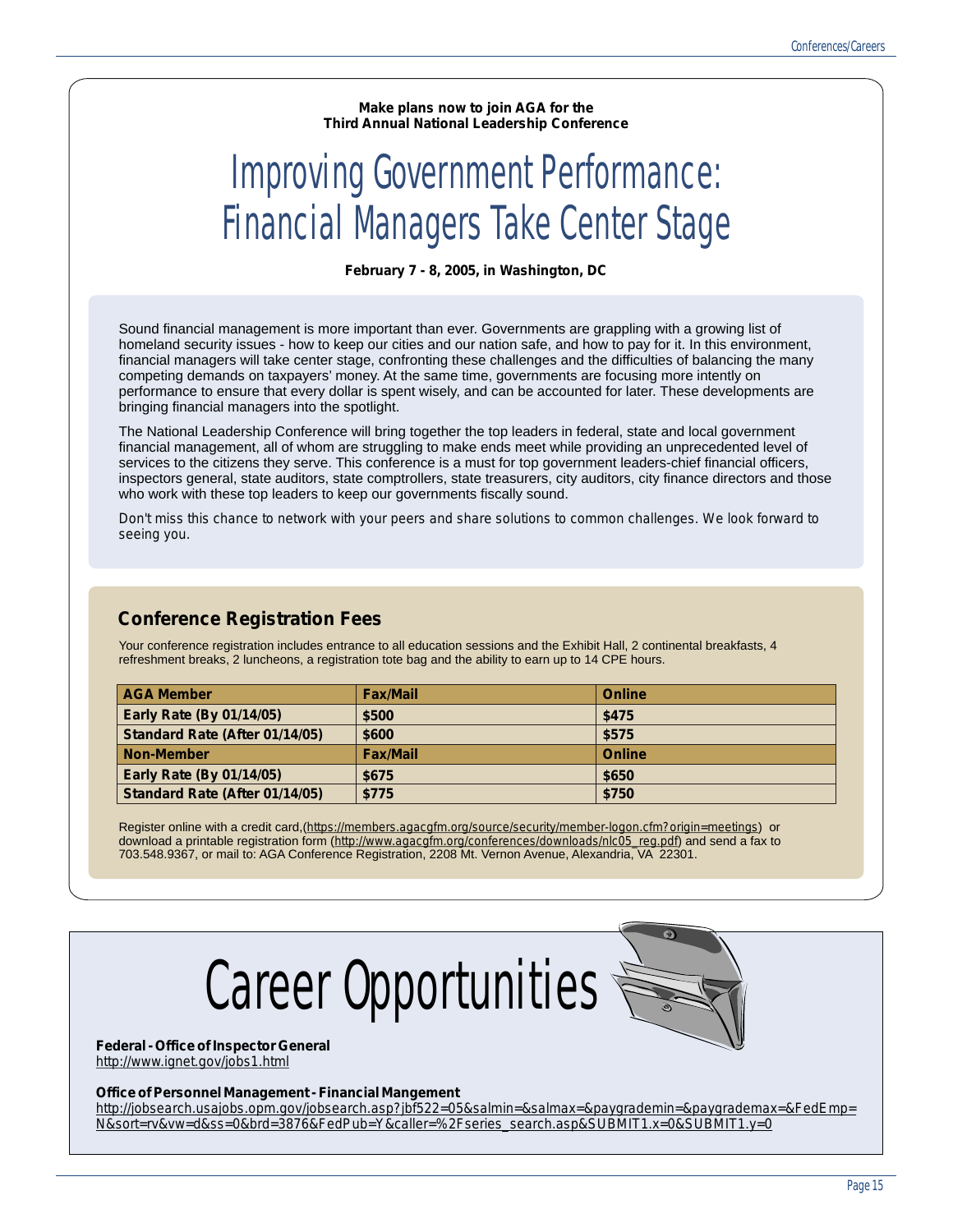**Make plans now to join AGA for the**
**Third Annual National Leadership Conference**

# Improving Government Performance: Financial Managers Take Center Stage

**February 7 - 8, 2005, in Washington, DC**

Sound financial management is more important than ever. Governments are grappling with a growing list of homeland security issues - how to keep our cities and our nation safe, and how to pay for it. In this environment, financial managers will take center stage, confronting these challenges and the difficulties of balancing the many competing demands on taxpayers' money. At the same time, governments are focusing more intently on performance to ensure that every dollar is spent wisely, and can be accounted for later. These developments are bringing financial managers into the spotlight.

The National Leadership Conference will bring together the top leaders in federal, state and local government financial management, all of whom are struggling to make ends meet while providing an unprecedented level of services to the citizens they serve. This conference is a must for top government leaders-chief financial officers, inspectors general, state auditors, state comptrollers, state treasurers, city auditors, city finance directors and those who work with these top leaders to keep our governments fiscally sound.

Don't miss this chance to network with your peers and share solutions to common challenges. We look forward to seeing you.

## Conference Registration Fees

Your conference registration includes entrance to all education sessions and the Exhibit Hall, 2 continental breakfasts, 4 refreshment breaks, 2 luncheons, a registration tote bag and the ability to earn up to 14 CPE hours.

| AGA Member | Fax/Mail | Online |
|---|---|---|
| Early Rate (By 01/14/05) | $500 | $475 |
| Standard Rate (After 01/14/05) | $600 | $575 |
| **Non-Member** | **Fax/Mail** | **Online** |
| Early Rate (By 01/14/05) | $675 | $650 |
| Standard Rate (After 01/14/05) | $775 | $750 |

Register online with a credit card,(https://members.agacgfm.org/source/security/member-logon.cfm?origin=meetings) or download a printable registration form (http://www.agacgfm.org/conferences/downloads/nlc05_reg.pdf) and send a fax to 703.548.9367, or mail to: AGA Conference Registration, 2208 Mt. Vernon Avenue, Alexandria, VA 22301.

# Career Opportunities

**Federal - Office of Inspector General**
http://www.ignet.gov/jobs1.html

**Office of Personnel Management - Financial Mangement**
http://jobsearch.usajobs.opm.gov/jobsearch.asp?jbf522=05&salmin=&salmax=&paygrademin=&paygrademax=&FedEmp=N&sort=rv&vw=d&ss=0&brd=3876&FedPub=Y&caller=%2Fseries_search.asp&SUBMIT1.x=0&SUBMIT1.y=0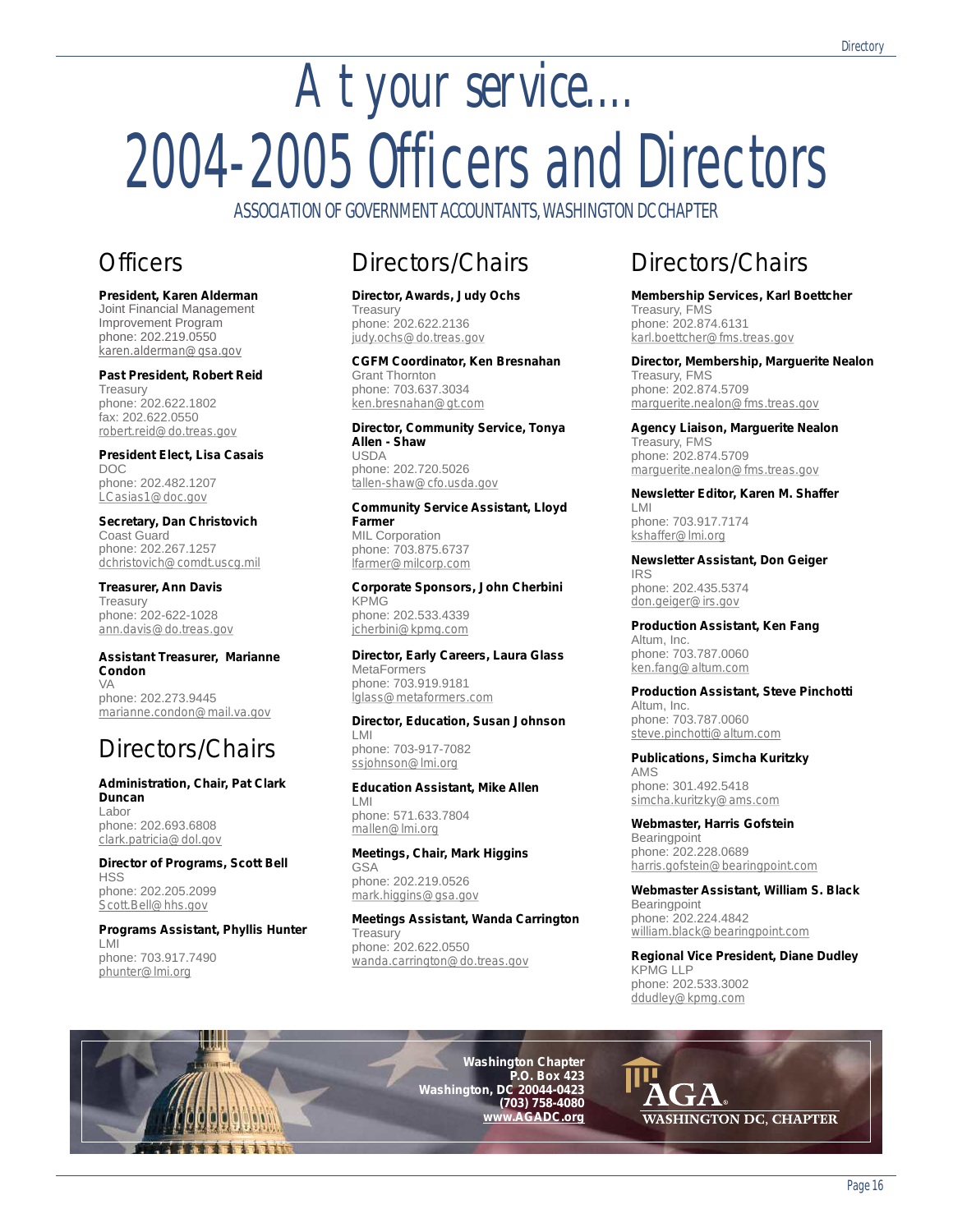# At your service....

# 2004-2005 Officers and Directors

ASSOCIATION OF GOVERNMENT ACCOUNTANTS, WASHINGTON DC CHAPTER

## Officers

**President, Karen Alderman**
Joint Financial Management Improvement Program
phone: 202.219.0550
karen.alderman@gsa.gov

**Past President, Robert Reid**
Treasury
phone: 202.622.1802
fax: 202.622.0550
robert.reid@do.treas.gov

**President Elect, Lisa Casais**
DOC
phone: 202.482.1207
LCasias1@doc.gov

**Secretary, Dan Christovich**
Coast Guard
phone: 202.267.1257
dchristovich@comdt.uscg.mil

**Treasurer, Ann Davis**
Treasury
phone: 202-622-1028
ann.davis@do.treas.gov

**Assistant Treasurer, Marianne Condon**
VA
phone: 202.273.9445
marianne.condon@mail.va.gov

## Directors/Chairs

**Administration, Chair, Pat Clark Duncan**
Labor
phone: 202.693.6808
clark.patricia@dol.gov

**Director of Programs, Scott Bell**
HSS
phone: 202.205.2099
Scott.Bell@hhs.gov

**Programs Assistant, Phyllis Hunter**
LMI
phone: 703.917.7490
phunter@lmi.org

## Directors/Chairs

**Director, Awards, Judy Ochs**
Treasury
phone: 202.622.2136
judy.ochs@do.treas.gov

**CGFM Coordinator, Ken Bresnahan**
Grant Thornton
phone: 703.637.3034
ken.bresnahan@gt.com

**Director, Community Service, Tonya Allen - Shaw**
USDA
phone: 202.720.5026
tallen-shaw@cfo.usda.gov

**Community Service Assistant, Lloyd Farmer**
MIL Corporation
phone: 703.875.6737
lfarmer@milcorp.com

**Corporate Sponsors, John Cherbini**
KPMG
phone: 202.533.4339
jcherbini@kpmg.com

**Director, Early Careers, Laura Glass**
MetaFormers
phone: 703.919.9181
lglass@metaformers.com

**Director, Education, Susan Johnson**
LMI
phone: 703-917-7082
ssjohnson@lmi.org

**Education Assistant, Mike Allen**
LMI
phone: 571.633.7804
mallen@lmi.org

**Meetings, Chair, Mark Higgins**
GSA
phone: 202.219.0526
mark.higgins@gsa.gov

**Meetings Assistant, Wanda Carrington**
Treasury
phone: 202.622.0550
wanda.carrington@do.treas.gov

## Directors/Chairs

**Membership Services, Karl Boettcher**
Treasury, FMS
phone: 202.874.6131
karl.boettcher@fms.treas.gov

**Director, Membership, Marguerite Nealon**
Treasury, FMS
phone: 202.874.5709
marguerite.nealon@fms.treas.gov

**Agency Liaison, Marguerite Nealon**
Treasury, FMS
phone: 202.874.5709
marguerite.nealon@fms.treas.gov

**Newsletter Editor, Karen M. Shaffer**
LMI
phone: 703.917.7174
kshaffer@lmi.org

**Newsletter Assistant, Don Geiger**
IRS
phone: 202.435.5374
don.geiger@irs.gov

**Production Assistant, Ken Fang**
Altum, Inc.
phone: 703.787.0060
ken.fang@altum.com

**Production Assistant, Steve Pinchotti**
Altum, Inc.
phone: 703.787.0060
steve.pinchotti@altum.com

**Publications, Simcha Kuritzky**
AMS
phone: 301.492.5418
simcha.kuritzky@ams.com

**Webmaster, Harris Gofstein**
Bearingpoint
phone: 202.228.0689
harris.gofstein@bearingpoint.com

**Webmaster Assistant, William S. Black**
Bearingpoint
phone: 202.224.4842
william.black@bearingpoint.com

**Regional Vice President, Diane Dudley**
KPMG LLP
phone: 202.533.3002
ddudley@kpmg.com

**Washington Chapter**
**P.O. Box 423**
**Washington, DC 20044-0423**
**(703) 758-4080**
**www.AGADC.org**

AGA WASHINGTON DC, CHAPTER